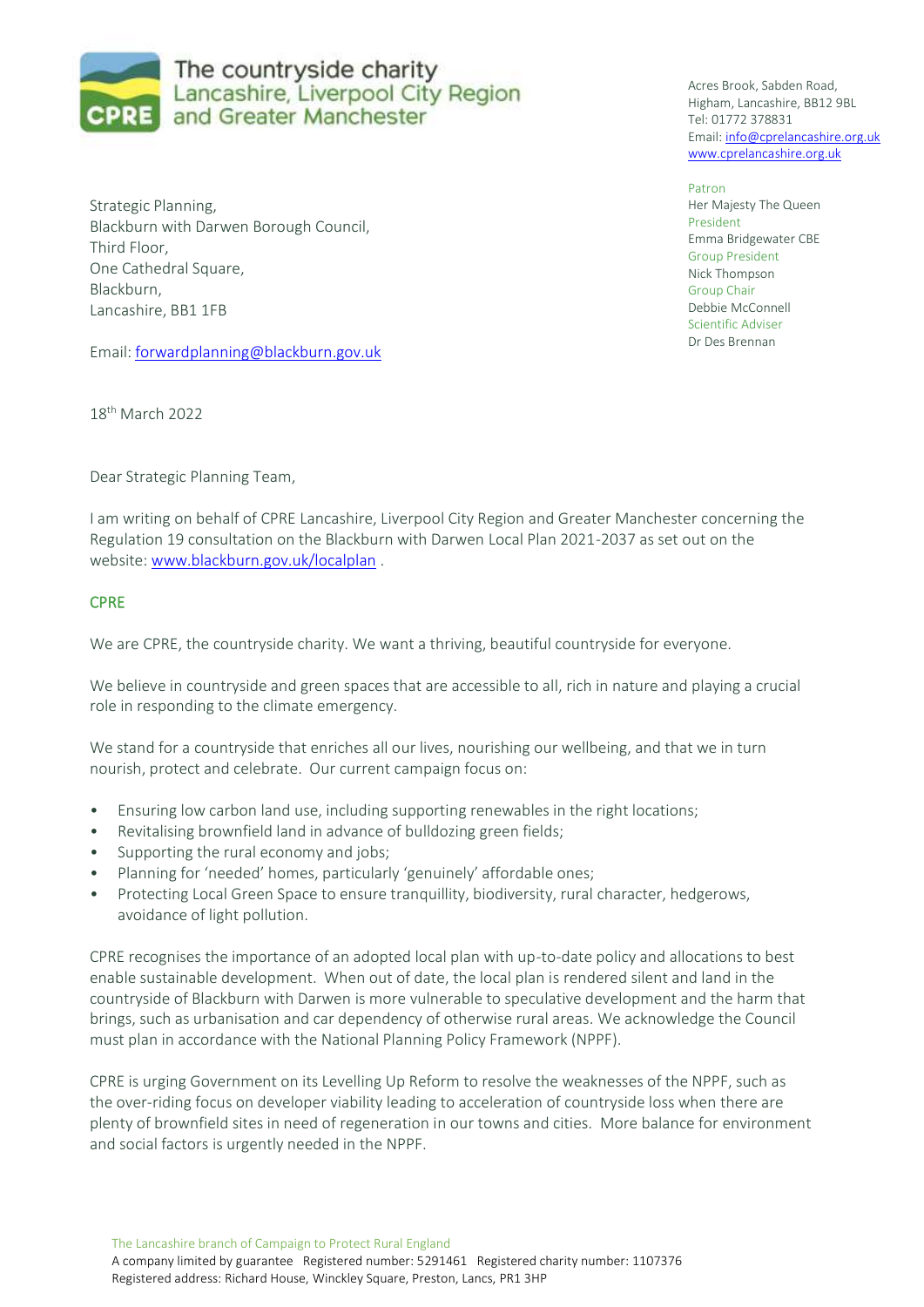The countryside charity
Lancashire, Liverpool City Region
and Greater Manchester

Acres Brook, Sabden Road,
Higham, Lancashire, BB12 9BL
Tel: 01772 378831
Email: info@cprelancashire.org.uk
www.cprelancashire.org.uk

Patron
Her Majesty The Queen
President
Emma Bridgewater CBE
Group President
Nick Thompson
Group Chair
Debbie McConnell
Scientific Adviser
Dr Des Brennan

Strategic Planning,
Blackburn with Darwen Borough Council,
Third Floor,
One Cathedral Square,
Blackburn,
Lancashire, BB1 1FB

Email: forwardplanning@blackburn.gov.uk

18th March 2022

Dear Strategic Planning Team,

I am writing on behalf of CPRE Lancashire, Liverpool City Region and Greater Manchester concerning the Regulation 19 consultation on the Blackburn with Darwen Local Plan 2021-2037 as set out on the website: www.blackburn.gov.uk/localplan .

## CPRE

We are CPRE, the countryside charity. We want a thriving, beautiful countryside for everyone.

We believe in countryside and green spaces that are accessible to all, rich in nature and playing a crucial role in responding to the climate emergency.

We stand for a countryside that enriches all our lives, nourishing our wellbeing, and that we in turn nourish, protect and celebrate. Our current campaign focus on:

- Ensuring low carbon land use, including supporting renewables in the right locations;
- Revitalising brownfield land in advance of bulldozing green fields;
- Supporting the rural economy and jobs;
- Planning for 'needed' homes, particularly 'genuinely' affordable ones;
- Protecting Local Green Space to ensure tranquillity, biodiversity, rural character, hedgerows, avoidance of light pollution.

CPRE recognises the importance of an adopted local plan with up-to-date policy and allocations to best enable sustainable development. When out of date, the local plan is rendered silent and land in the countryside of Blackburn with Darwen is more vulnerable to speculative development and the harm that brings, such as urbanisation and car dependency of otherwise rural areas. We acknowledge the Council must plan in accordance with the National Planning Policy Framework (NPPF).

CPRE is urging Government on its Levelling Up Reform to resolve the weaknesses of the NPPF, such as the over-riding focus on developer viability leading to acceleration of countryside loss when there are plenty of brownfield sites in need of regeneration in our towns and cities. More balance for environment and social factors is urgently needed in the NPPF.

The Lancashire branch of Campaign to Protect Rural England
A company limited by guarantee Registered number: 5291461 Registered charity number: 1107376
Registered address: Richard House, Winckley Square, Preston, Lancs, PR1 3HP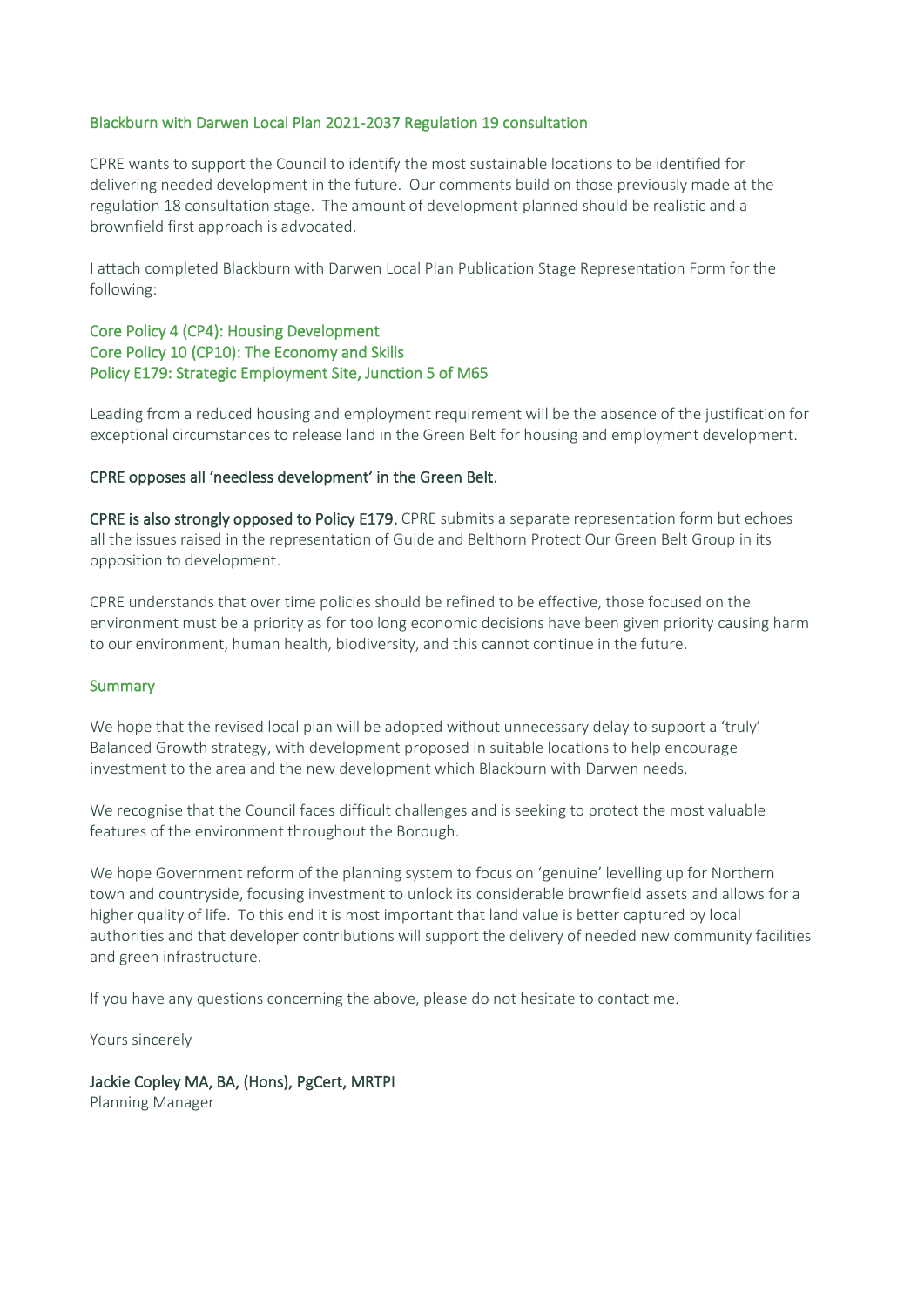## Blackburn with Darwen Local Plan 2021-2037 Regulation 19 consultation

CPRE wants to support the Council to identify the most sustainable locations to be identified for delivering needed development in the future. Our comments build on those previously made at the regulation 18 consultation stage. The amount of development planned should be realistic and a brownfield first approach is advocated.

I attach completed Blackburn with Darwen Local Plan Publication Stage Representation Form for the following:

Core Policy 4 (CP4): Housing Development
Core Policy 10 (CP10): The Economy and Skills
Policy E179: Strategic Employment Site, Junction 5 of M65

Leading from a reduced housing and employment requirement will be the absence of the justification for exceptional circumstances to release land in the Green Belt for housing and employment development.

**CPRE opposes all 'needless development' in the Green Belt.**

**CPRE is also strongly opposed to Policy E179.** CPRE submits a separate representation form but echoes all the issues raised in the representation of Guide and Belthorn Protect Our Green Belt Group in its opposition to development.

CPRE understands that over time policies should be refined to be effective, those focused on the environment must be a priority as for too long economic decisions have been given priority causing harm to our environment, human health, biodiversity, and this cannot continue in the future.

## Summary

We hope that the revised local plan will be adopted without unnecessary delay to support a 'truly' Balanced Growth strategy, with development proposed in suitable locations to help encourage investment to the area and the new development which Blackburn with Darwen needs.

We recognise that the Council faces difficult challenges and is seeking to protect the most valuable features of the environment throughout the Borough.

We hope Government reform of the planning system to focus on 'genuine' levelling up for Northern town and countryside, focusing investment to unlock its considerable brownfield assets and allows for a higher quality of life. To this end it is most important that land value is better captured by local authorities and that developer contributions will support the delivery of needed new community facilities and green infrastructure.

If you have any questions concerning the above, please do not hesitate to contact me.

Yours sincerely

**Jackie Copley MA, BA, (Hons), PgCert, MRTPI**
Planning Manager